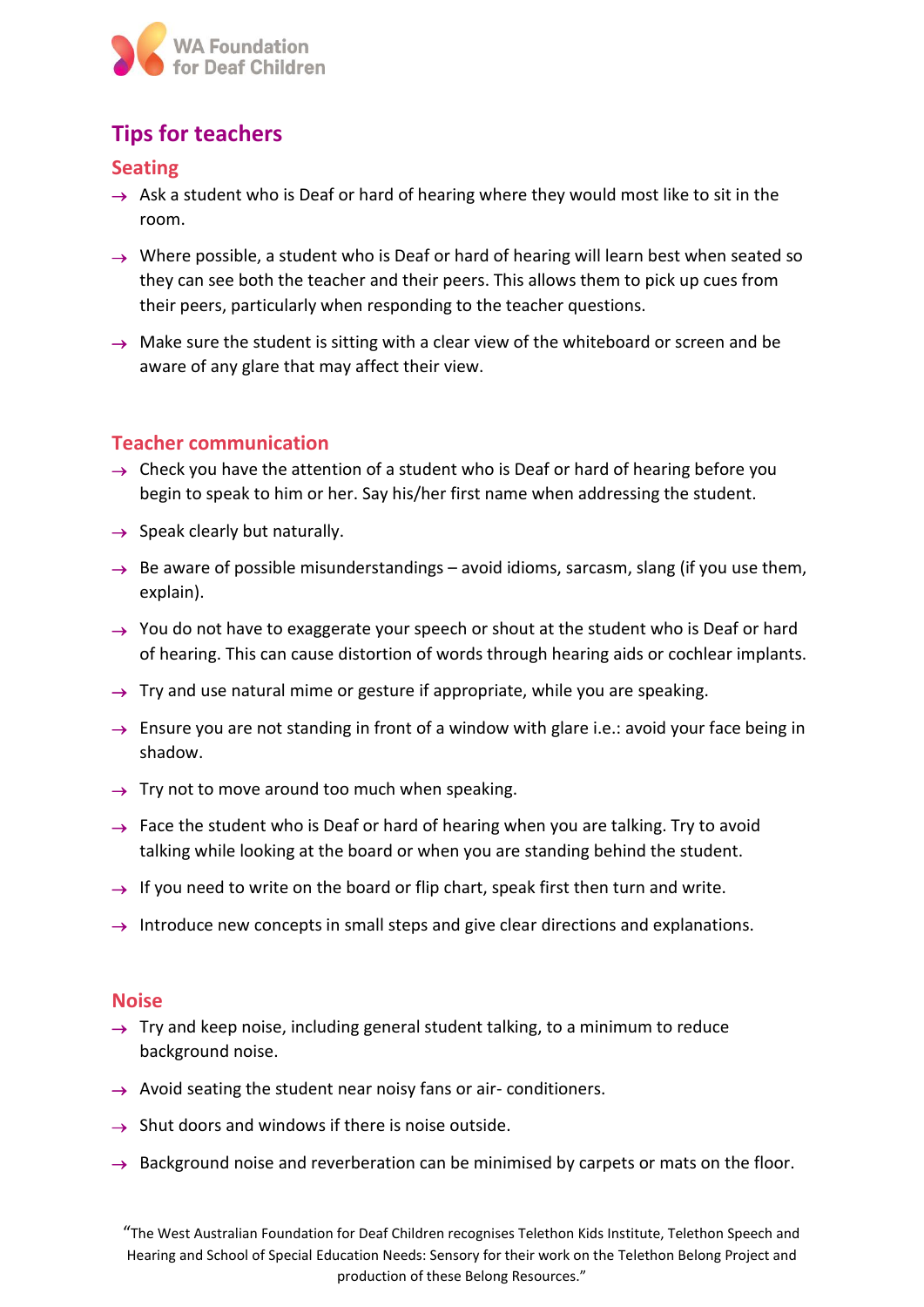WA Foundation for Deaf Children

# Tips for teachers

## Seating

- Ask a student who is Deaf or hard of hearing where they would most like to sit in the room.
- Where possible, a student who is Deaf or hard of hearing will learn best when seated so they can see both the teacher and their peers. This allows them to pick up cues from their peers, particularly when responding to the teacher questions.
- Make sure the student is sitting with a clear view of the whiteboard or screen and be aware of any glare that may affect their view.

## Teacher communication

- Check you have the attention of a student who is Deaf or hard of hearing before you begin to speak to him or her. Say his/her first name when addressing the student.
- Speak clearly but naturally.
- Be aware of possible misunderstandings – avoid idioms, sarcasm, slang (if you use them, explain).
- You do not have to exaggerate your speech or shout at the student who is Deaf or hard of hearing. This can cause distortion of words through hearing aids or cochlear implants.
- Try and use natural mime or gesture if appropriate, while you are speaking.
- Ensure you are not standing in front of a window with glare i.e.: avoid your face being in shadow.
- Try not to move around too much when speaking.
- Face the student who is Deaf or hard of hearing when you are talking. Try to avoid talking while looking at the board or when you are standing behind the student.
- If you need to write on the board or flip chart, speak first then turn and write.
- Introduce new concepts in small steps and give clear directions and explanations.

## Noise

- Try and keep noise, including general student talking, to a minimum to reduce background noise.
- Avoid seating the student near noisy fans or air- conditioners.
- Shut doors and windows if there is noise outside.
- Background noise and reverberation can be minimised by carpets or mats on the floor.

"The West Australian Foundation for Deaf Children recognises Telethon Kids Institute, Telethon Speech and Hearing and School of Special Education Needs: Sensory for their work on the Telethon Belong Project and production of these Belong Resources."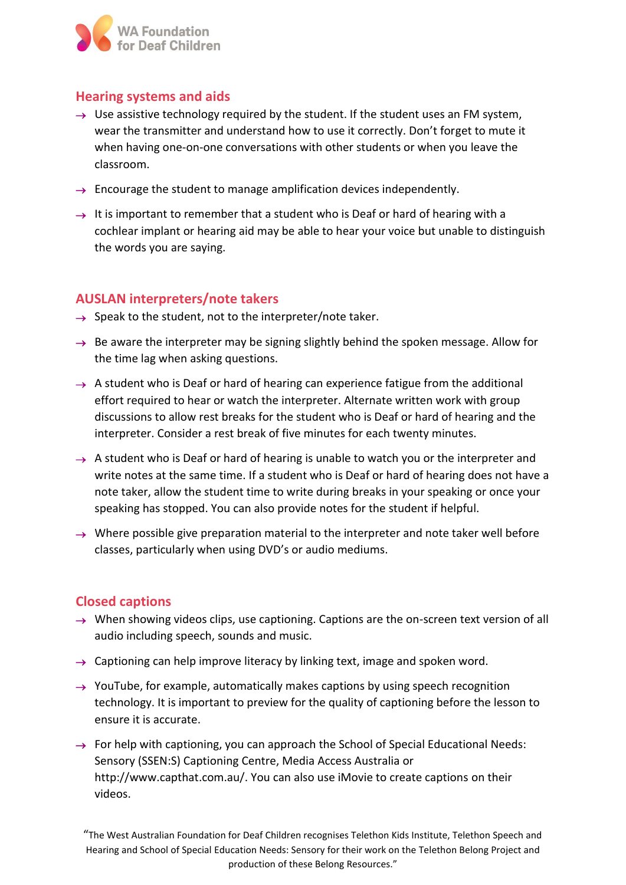## Hearing systems and aids

- Use assistive technology required by the student. If the student uses an FM system, wear the transmitter and understand how to use it correctly. Don't forget to mute it when having one-on-one conversations with other students or when you leave the classroom.
- Encourage the student to manage amplification devices independently.
- It is important to remember that a student who is Deaf or hard of hearing with a cochlear implant or hearing aid may be able to hear your voice but unable to distinguish the words you are saying.

## AUSLAN interpreters/note takers

- Speak to the student, not to the interpreter/note taker.
- Be aware the interpreter may be signing slightly behind the spoken message. Allow for the time lag when asking questions.
- A student who is Deaf or hard of hearing can experience fatigue from the additional effort required to hear or watch the interpreter. Alternate written work with group discussions to allow rest breaks for the student who is Deaf or hard of hearing and the interpreter. Consider a rest break of five minutes for each twenty minutes.
- A student who is Deaf or hard of hearing is unable to watch you or the interpreter and write notes at the same time. If a student who is Deaf or hard of hearing does not have a note taker, allow the student time to write during breaks in your speaking or once your speaking has stopped. You can also provide notes for the student if helpful.
- Where possible give preparation material to the interpreter and note taker well before classes, particularly when using DVD's or audio mediums.

## Closed captions

- When showing videos clips, use captioning. Captions are the on-screen text version of all audio including speech, sounds and music.
- Captioning can help improve literacy by linking text, image and spoken word.
- YouTube, for example, automatically makes captions by using speech recognition technology. It is important to preview for the quality of captioning before the lesson to ensure it is accurate.
- For help with captioning, you can approach the School of Special Educational Needs: Sensory (SSEN:S) Captioning Centre, Media Access Australia or http://www.capthat.com.au/. You can also use iMovie to create captions on their videos.

"The West Australian Foundation for Deaf Children recognises Telethon Kids Institute, Telethon Speech and Hearing and School of Special Education Needs: Sensory for their work on the Telethon Belong Project and production of these Belong Resources."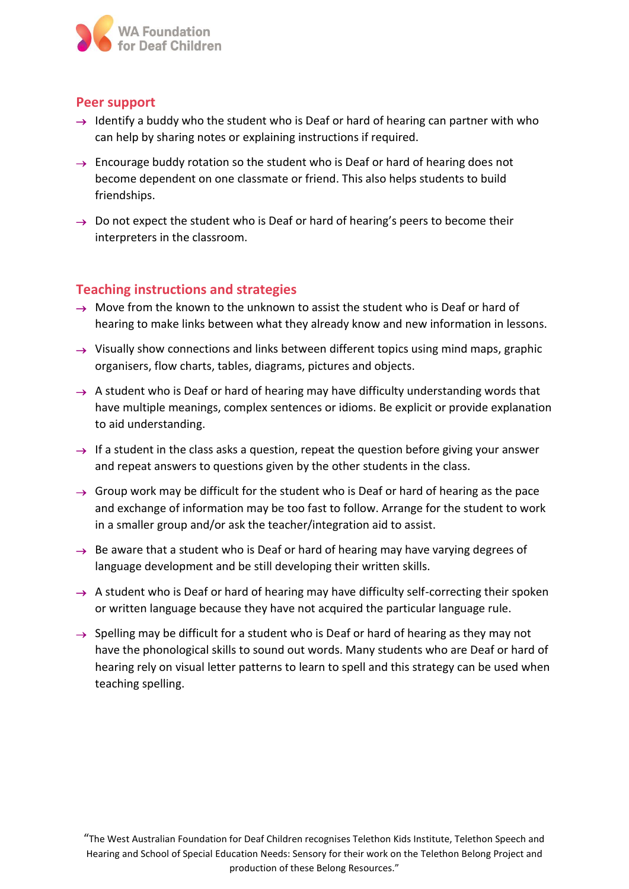## Peer support

- Identify a buddy who the student who is Deaf or hard of hearing can partner with who can help by sharing notes or explaining instructions if required.
- Encourage buddy rotation so the student who is Deaf or hard of hearing does not become dependent on one classmate or friend. This also helps students to build friendships.
- Do not expect the student who is Deaf or hard of hearing's peers to become their interpreters in the classroom.

## Teaching instructions and strategies

- Move from the known to the unknown to assist the student who is Deaf or hard of hearing to make links between what they already know and new information in lessons.
- Visually show connections and links between different topics using mind maps, graphic organisers, flow charts, tables, diagrams, pictures and objects.
- A student who is Deaf or hard of hearing may have difficulty understanding words that have multiple meanings, complex sentences or idioms. Be explicit or provide explanation to aid understanding.
- If a student in the class asks a question, repeat the question before giving your answer and repeat answers to questions given by the other students in the class.
- Group work may be difficult for the student who is Deaf or hard of hearing as the pace and exchange of information may be too fast to follow. Arrange for the student to work in a smaller group and/or ask the teacher/integration aid to assist.
- Be aware that a student who is Deaf or hard of hearing may have varying degrees of language development and be still developing their written skills.
- A student who is Deaf or hard of hearing may have difficulty self-correcting their spoken or written language because they have not acquired the particular language rule.
- Spelling may be difficult for a student who is Deaf or hard of hearing as they may not have the phonological skills to sound out words. Many students who are Deaf or hard of hearing rely on visual letter patterns to learn to spell and this strategy can be used when teaching spelling.

"The West Australian Foundation for Deaf Children recognises Telethon Kids Institute, Telethon Speech and Hearing and School of Special Education Needs: Sensory for their work on the Telethon Belong Project and production of these Belong Resources."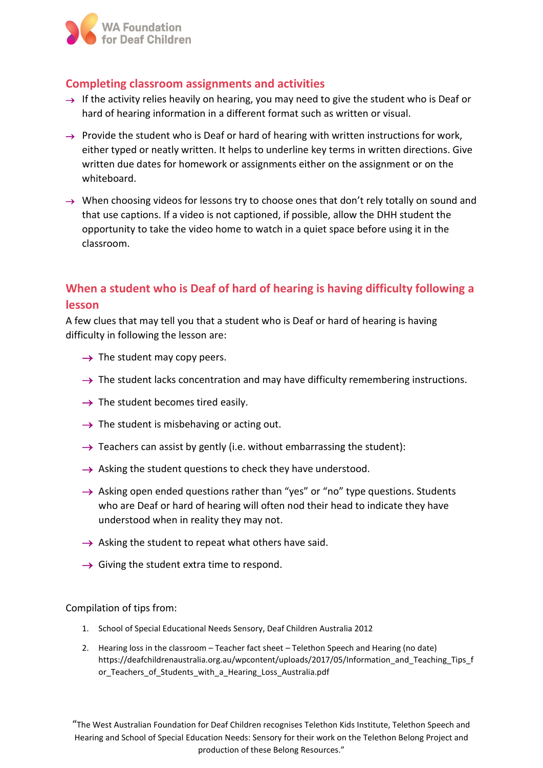## Completing classroom assignments and activities

- If the activity relies heavily on hearing, you may need to give the student who is Deaf or hard of hearing information in a different format such as written or visual.
- Provide the student who is Deaf or hard of hearing with written instructions for work, either typed or neatly written. It helps to underline key terms in written directions. Give written due dates for homework or assignments either on the assignment or on the whiteboard.
- When choosing videos for lessons try to choose ones that don't rely totally on sound and that use captions. If a video is not captioned, if possible, allow the DHH student the opportunity to take the video home to watch in a quiet space before using it in the classroom.

## When a student who is Deaf of hard of hearing is having difficulty following a lesson

A few clues that may tell you that a student who is Deaf or hard of hearing is having difficulty in following the lesson are:

- The student may copy peers.
- The student lacks concentration and may have difficulty remembering instructions.
- The student becomes tired easily.
- The student is misbehaving or acting out.
- Teachers can assist by gently (i.e. without embarrassing the student):
- Asking the student questions to check they have understood.
- Asking open ended questions rather than "yes" or "no" type questions. Students who are Deaf or hard of hearing will often nod their head to indicate they have understood when in reality they may not.
- Asking the student to repeat what others have said.
- Giving the student extra time to respond.

Compilation of tips from:

1. School of Special Educational Needs Sensory, Deaf Children Australia 2012
2. Hearing loss in the classroom – Teacher fact sheet – Telethon Speech and Hearing (no date) https://deafchildrenaustralia.org.au/wpcontent/uploads/2017/05/Information_and_Teaching_Tips_for_Teachers_of_Students_with_a_Hearing_Loss_Australia.pdf

"The West Australian Foundation for Deaf Children recognises Telethon Kids Institute, Telethon Speech and Hearing and School of Special Education Needs: Sensory for their work on the Telethon Belong Project and production of these Belong Resources."